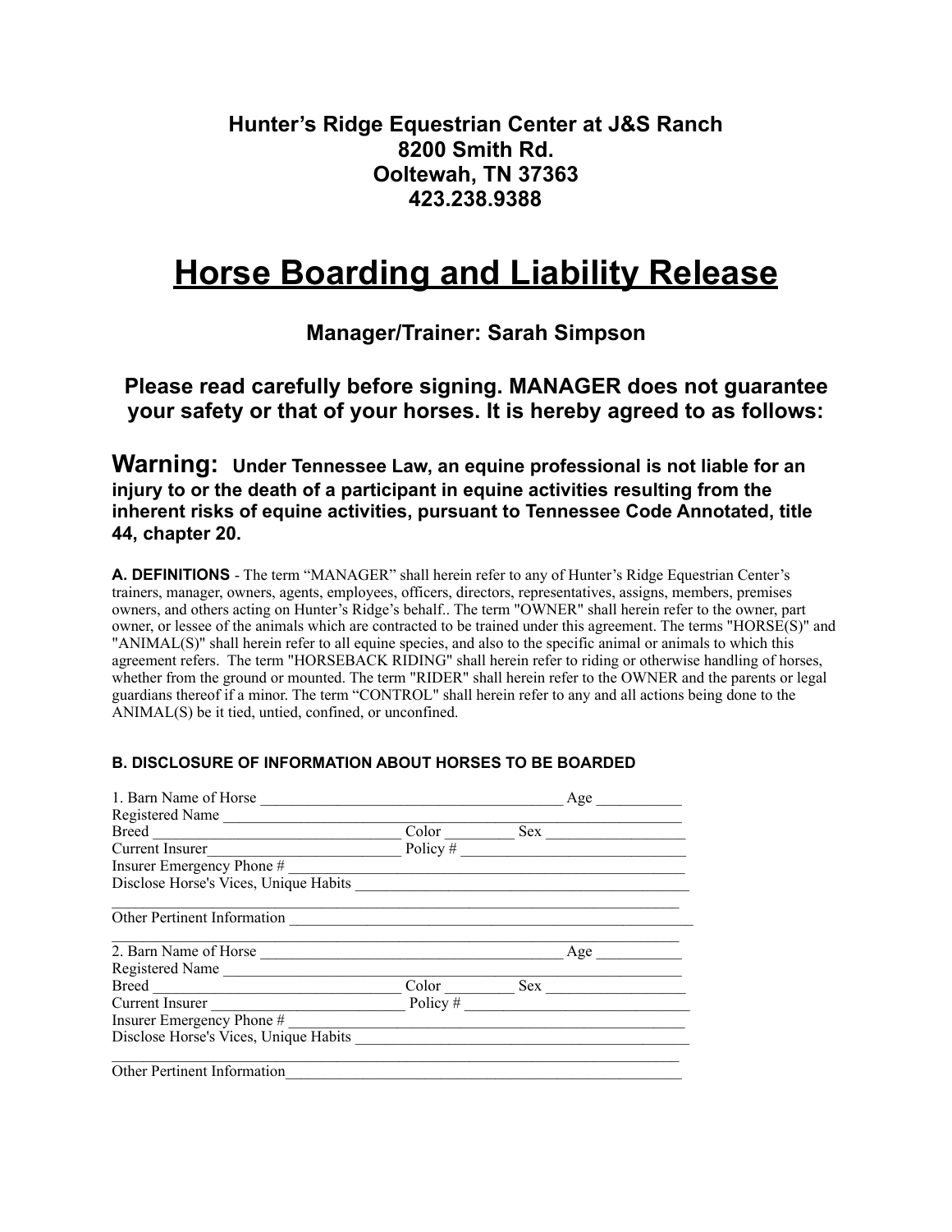**Hunter's Ridge Equestrian Center at J&S Ranch**
**8200 Smith Rd.**
**Ooltewah, TN 37363**
**423.238.9388**

# Horse Boarding and Liability Release

### Manager/Trainer: Sarah Simpson

### Please read carefully before signing. MANAGER does not guarantee your safety or that of your horses. It is hereby agreed to as follows:

**Warning: Under Tennessee Law, an equine professional is not liable for an injury to or the death of a participant in equine activities resulting from the inherent risks of equine activities, pursuant to Tennessee Code Annotated, title 44, chapter 20.**

**A. DEFINITIONS** - The term "MANAGER" shall herein refer to any of Hunter's Ridge Equestrian Center's trainers, manager, owners, agents, employees, officers, directors, representatives, assigns, members, premises owners, and others acting on Hunter's Ridge's behalf.. The term "OWNER" shall herein refer to the owner, part owner, or lessee of the animals which are contracted to be trained under this agreement. The terms "HORSE(S)" and "ANIMAL(S)" shall herein refer to all equine species, and also to the specific animal or animals to which this agreement refers. The term "HORSEBACK RIDING" shall herein refer to riding or otherwise handling of horses, whether from the ground or mounted. The term "RIDER" shall herein refer to the OWNER and the parents or legal guardians thereof if a minor. The term "CONTROL" shall herein refer to any and all actions being done to the ANIMAL(S) be it tied, untied, confined, or unconfined.

**B. DISCLOSURE OF INFORMATION ABOUT HORSES TO BE BOARDED**

1. Barn Name of Horse ________________________________________ Age ___________
Registered Name ________________________________________________________________
Breed ________________________________ Color _________ Sex __________________
Current Insurer_________________________ Policy # _____________________________
Insurer Emergency Phone # ______________________________________________________
Disclose Horse's Vices, Unique Habits ___________________________________________
________________________________________________________________________________
Other Pertinent Information ______________________________________________________
________________________________________________________________________________

2. Barn Name of Horse ________________________________________ Age ___________
Registered Name ________________________________________________________________
Breed ________________________________ Color _________ Sex __________________
Current Insurer _________________________ Policy # _____________________________
Insurer Emergency Phone # ______________________________________________________
Disclose Horse's Vices, Unique Habits ___________________________________________
________________________________________________________________________________
Other Pertinent Information______________________________________________________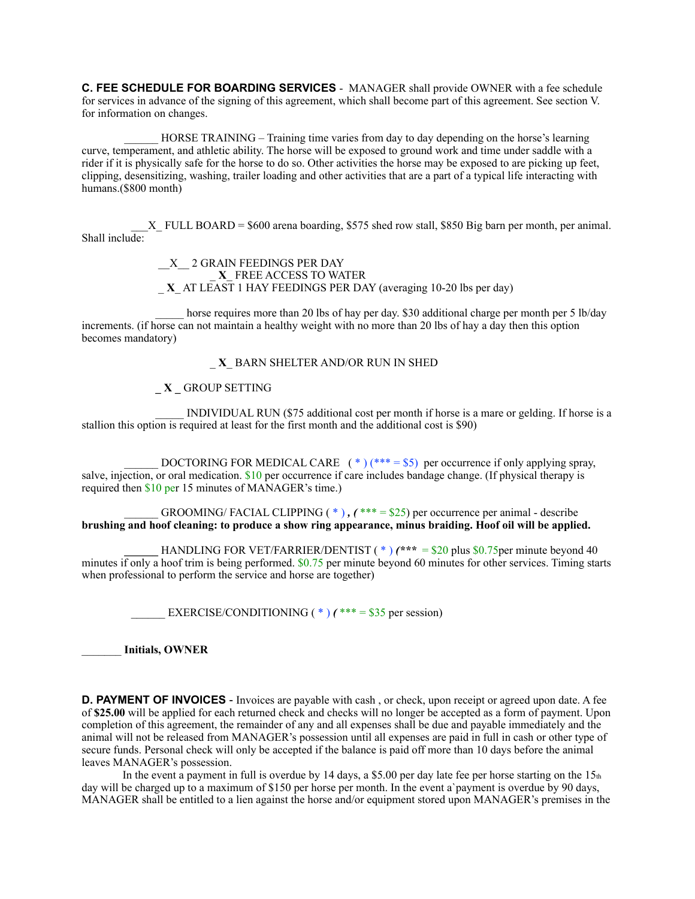**C. FEE SCHEDULE FOR BOARDING SERVICES** - MANAGER shall provide OWNER with a fee schedule for services in advance of the signing of this agreement, which shall become part of this agreement. See section V. for information on changes.

______ HORSE TRAINING – Training time varies from day to day depending on the horse's learning curve, temperament, and athletic ability. The horse will be exposed to ground work and time under saddle with a rider if it is physically safe for the horse to do so. Other activities the horse may be exposed to are picking up feet, clipping, desensitizing, washing, trailer loading and other activities that are a part of a typical life interacting with humans.($800 month)

___X_ FULL BOARD = $600 arena boarding, $575 shed row stall, $850 Big barn per month, per animal. Shall include:

__X__ 2 GRAIN FEEDINGS PER DAY

_ **X**_ FREE ACCESS TO WATER

_ **X**_ AT LEAST 1 HAY FEEDINGS PER DAY (averaging 10-20 lbs per day)

_____ horse requires more than 20 lbs of hay per day. $30 additional charge per month per 5 lb/day increments. (if horse can not maintain a healthy weight with no more than 20 lbs of hay a day then this option becomes mandatory)

_ **X**_ BARN SHELTER AND/OR RUN IN SHED

**_ X _** GROUP SETTING

_____ INDIVIDUAL RUN ($75 additional cost per month if horse is a mare or gelding. If horse is a stallion this option is required at least for the first month and the additional cost is $90)

______ DOCTORING FOR MEDICAL CARE ( * ) (*** = $5) per occurrence if only applying spray, salve, injection, or oral medication. $10 per occurrence if care includes bandage change. (If physical therapy is required then $10 per 15 minutes of MANAGER's time.)

______ GROOMING/ FACIAL CLIPPING ( * ) ***,*** ***(*** *** = $25) per occurrence per animal - describe **brushing and hoof cleaning: to produce a show ring appearance, minus braiding. Hoof oil will be applied.**

______ HANDLING FOR VET/FARRIER/DENTIST ( * ) ***(**** = $20 plus $0.75per minute beyond 40 minutes if only a hoof trim is being performed. $0.75 per minute beyond 60 minutes for other services. Timing starts when professional to perform the service and horse are together)

______ EXERCISE/CONDITIONING ( * ) ***(*** *** = $35 per session)

_______ **Initials, OWNER**

**D. PAYMENT OF INVOICES** - Invoices are payable with cash , or check, upon receipt or agreed upon date. A fee of **$25.00** will be applied for each returned check and checks will no longer be accepted as a form of payment. Upon completion of this agreement, the remainder of any and all expenses shall be due and payable immediately and the animal will not be released from MANAGER's possession until all expenses are paid in full in cash or other type of secure funds. Personal check will only be accepted if the balance is paid off more than 10 days before the animal leaves MANAGER's possession.

In the event a payment in full is overdue by 14 days, a $5.00 per day late fee per horse starting on the 15th day will be charged up to a maximum of $150 per horse per month. In the event a`payment is overdue by 90 days, MANAGER shall be entitled to a lien against the horse and/or equipment stored upon MANAGER's premises in the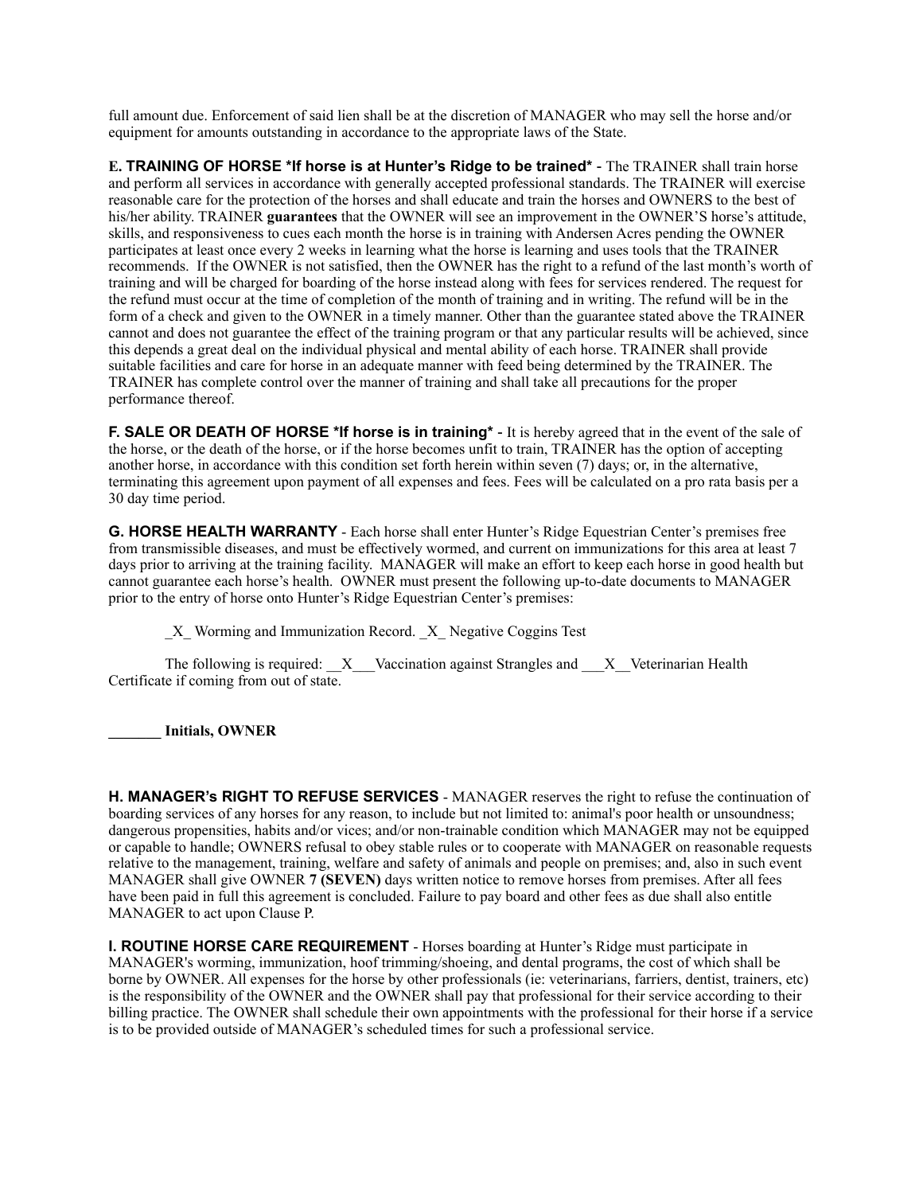full amount due. Enforcement of said lien shall be at the discretion of MANAGER who may sell the horse and/or equipment for amounts outstanding in accordance to the appropriate laws of the State.

**E. TRAINING OF HORSE *If horse is at Hunter's Ridge to be trained*** - The TRAINER shall train horse and perform all services in accordance with generally accepted professional standards. The TRAINER will exercise reasonable care for the protection of the horses and shall educate and train the horses and OWNERS to the best of his/her ability. TRAINER **guarantees** that the OWNER will see an improvement in the OWNER'S horse's attitude, skills, and responsiveness to cues each month the horse is in training with Andersen Acres pending the OWNER participates at least once every 2 weeks in learning what the horse is learning and uses tools that the TRAINER recommends. If the OWNER is not satisfied, then the OWNER has the right to a refund of the last month's worth of training and will be charged for boarding of the horse instead along with fees for services rendered. The request for the refund must occur at the time of completion of the month of training and in writing. The refund will be in the form of a check and given to the OWNER in a timely manner. Other than the guarantee stated above the TRAINER cannot and does not guarantee the effect of the training program or that any particular results will be achieved, since this depends a great deal on the individual physical and mental ability of each horse. TRAINER shall provide suitable facilities and care for horse in an adequate manner with feed being determined by the TRAINER. The TRAINER has complete control over the manner of training and shall take all precautions for the proper performance thereof.

**F. SALE OR DEATH OF HORSE *If horse is in training*** - It is hereby agreed that in the event of the sale of the horse, or the death of the horse, or if the horse becomes unfit to train, TRAINER has the option of accepting another horse, in accordance with this condition set forth herein within seven (7) days; or, in the alternative, terminating this agreement upon payment of all expenses and fees. Fees will be calculated on a pro rata basis per a 30 day time period.

**G. HORSE HEALTH WARRANTY** - Each horse shall enter Hunter's Ridge Equestrian Center's premises free from transmissible diseases, and must be effectively wormed, and current on immunizations for this area at least 7 days prior to arriving at the training facility. MANAGER will make an effort to keep each horse in good health but cannot guarantee each horse's health. OWNER must present the following up-to-date documents to MANAGER prior to the entry of horse onto Hunter's Ridge Equestrian Center's premises:

_X_ Worming and Immunization Record. _X_ Negative Coggins Test

The following is required: __X___Vaccination against Strangles and ___X__Veterinarian Health Certificate if coming from out of state.

**_______ Initials, OWNER**

**H. MANAGER's RIGHT TO REFUSE SERVICES** - MANAGER reserves the right to refuse the continuation of boarding services of any horses for any reason, to include but not limited to: animal's poor health or unsoundness; dangerous propensities, habits and/or vices; and/or non-trainable condition which MANAGER may not be equipped or capable to handle; OWNERS refusal to obey stable rules or to cooperate with MANAGER on reasonable requests relative to the management, training, welfare and safety of animals and people on premises; and, also in such event MANAGER shall give OWNER **7 (SEVEN)** days written notice to remove horses from premises. After all fees have been paid in full this agreement is concluded. Failure to pay board and other fees as due shall also entitle MANAGER to act upon Clause P.

**I. ROUTINE HORSE CARE REQUIREMENT** - Horses boarding at Hunter's Ridge must participate in MANAGER's worming, immunization, hoof trimming/shoeing, and dental programs, the cost of which shall be borne by OWNER. All expenses for the horse by other professionals (ie: veterinarians, farriers, dentist, trainers, etc) is the responsibility of the OWNER and the OWNER shall pay that professional for their service according to their billing practice. The OWNER shall schedule their own appointments with the professional for their horse if a service is to be provided outside of MANAGER's scheduled times for such a professional service.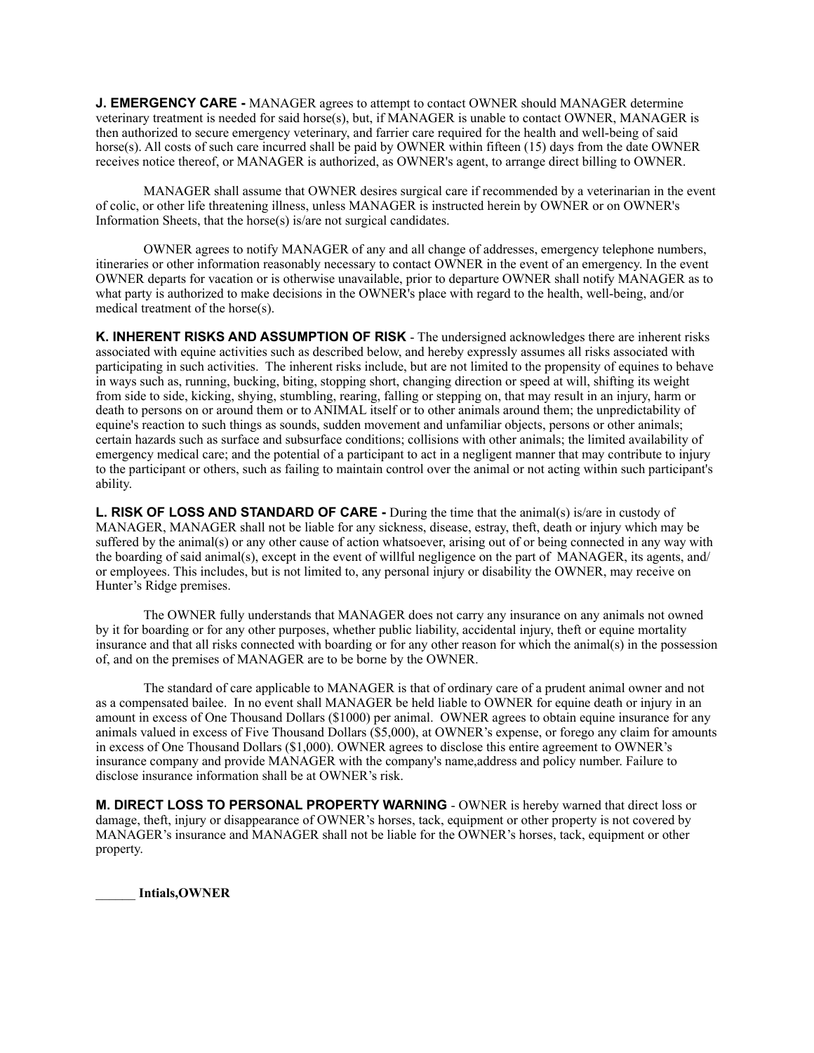**J. EMERGENCY CARE -** MANAGER agrees to attempt to contact OWNER should MANAGER determine veterinary treatment is needed for said horse(s), but, if MANAGER is unable to contact OWNER, MANAGER is then authorized to secure emergency veterinary, and farrier care required for the health and well-being of said horse(s). All costs of such care incurred shall be paid by OWNER within fifteen (15) days from the date OWNER receives notice thereof, or MANAGER is authorized, as OWNER's agent, to arrange direct billing to OWNER.

MANAGER shall assume that OWNER desires surgical care if recommended by a veterinarian in the event of colic, or other life threatening illness, unless MANAGER is instructed herein by OWNER or on OWNER's Information Sheets, that the horse(s) is/are not surgical candidates.

OWNER agrees to notify MANAGER of any and all change of addresses, emergency telephone numbers, itineraries or other information reasonably necessary to contact OWNER in the event of an emergency. In the event OWNER departs for vacation or is otherwise unavailable, prior to departure OWNER shall notify MANAGER as to what party is authorized to make decisions in the OWNER's place with regard to the health, well-being, and/or medical treatment of the horse(s).

**K. INHERENT RISKS AND ASSUMPTION OF RISK** - The undersigned acknowledges there are inherent risks associated with equine activities such as described below, and hereby expressly assumes all risks associated with participating in such activities. The inherent risks include, but are not limited to the propensity of equines to behave in ways such as, running, bucking, biting, stopping short, changing direction or speed at will, shifting its weight from side to side, kicking, shying, stumbling, rearing, falling or stepping on, that may result in an injury, harm or death to persons on or around them or to ANIMAL itself or to other animals around them; the unpredictability of equine's reaction to such things as sounds, sudden movement and unfamiliar objects, persons or other animals; certain hazards such as surface and subsurface conditions; collisions with other animals; the limited availability of emergency medical care; and the potential of a participant to act in a negligent manner that may contribute to injury to the participant or others, such as failing to maintain control over the animal or not acting within such participant's ability.

**L. RISK OF LOSS AND STANDARD OF CARE -** During the time that the animal(s) is/are in custody of MANAGER, MANAGER shall not be liable for any sickness, disease, estray, theft, death or injury which may be suffered by the animal(s) or any other cause of action whatsoever, arising out of or being connected in any way with the boarding of said animal(s), except in the event of willful negligence on the part of MANAGER, its agents, and/ or employees. This includes, but is not limited to, any personal injury or disability the OWNER, may receive on Hunter's Ridge premises.

The OWNER fully understands that MANAGER does not carry any insurance on any animals not owned by it for boarding or for any other purposes, whether public liability, accidental injury, theft or equine mortality insurance and that all risks connected with boarding or for any other reason for which the animal(s) in the possession of, and on the premises of MANAGER are to be borne by the OWNER.

The standard of care applicable to MANAGER is that of ordinary care of a prudent animal owner and not as a compensated bailee. In no event shall MANAGER be held liable to OWNER for equine death or injury in an amount in excess of One Thousand Dollars ($1000) per animal. OWNER agrees to obtain equine insurance for any animals valued in excess of Five Thousand Dollars ($5,000), at OWNER's expense, or forego any claim for amounts in excess of One Thousand Dollars ($1,000). OWNER agrees to disclose this entire agreement to OWNER's insurance company and provide MANAGER with the company's name,address and policy number. Failure to disclose insurance information shall be at OWNER's risk.

**M. DIRECT LOSS TO PERSONAL PROPERTY WARNING** - OWNER is hereby warned that direct loss or damage, theft, injury or disappearance of OWNER's horses, tack, equipment or other property is not covered by MANAGER's insurance and MANAGER shall not be liable for the OWNER's horses, tack, equipment or other property.

**______ Intials,OWNER**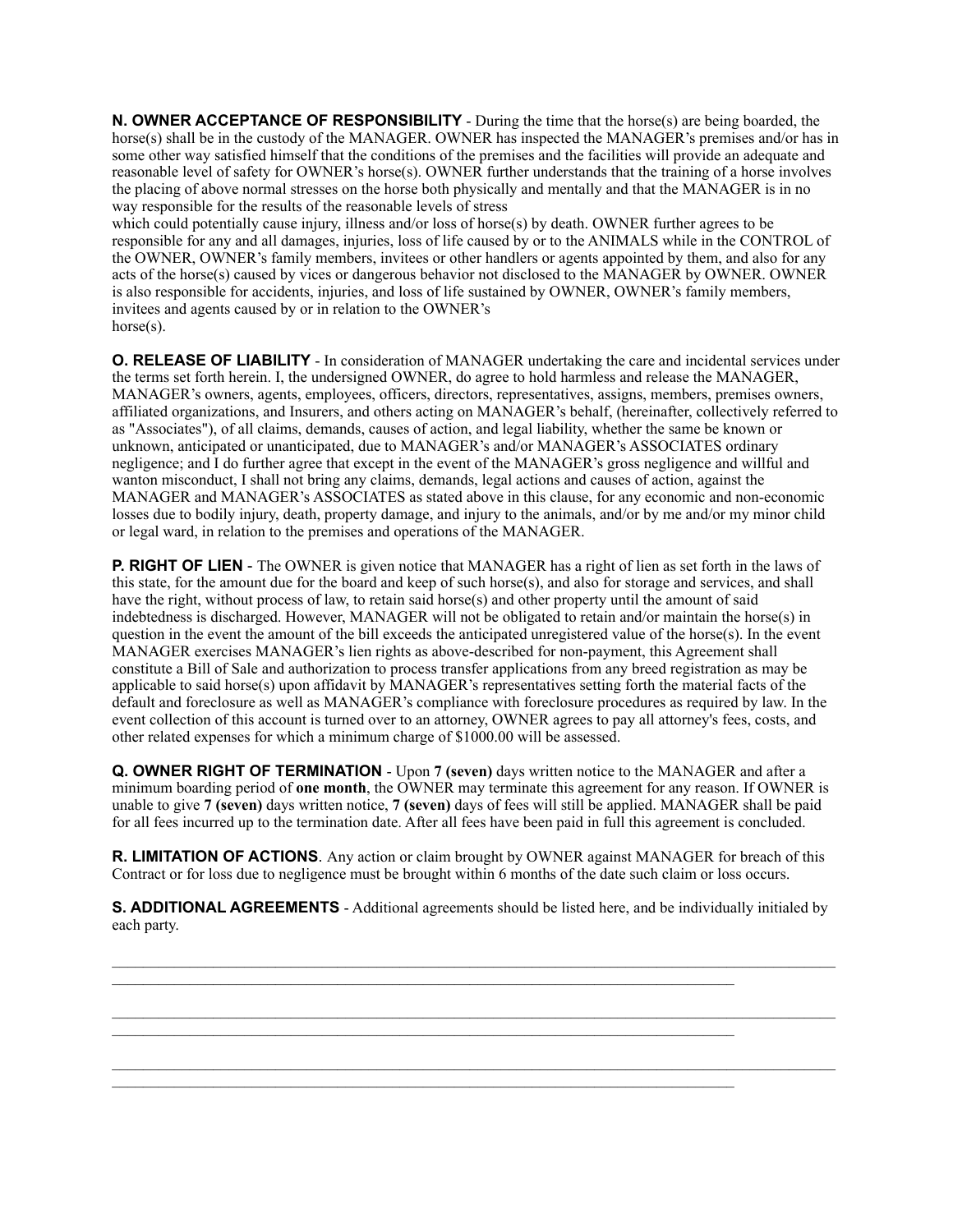**N. OWNER ACCEPTANCE OF RESPONSIBILITY** - During the time that the horse(s) are being boarded, the horse(s) shall be in the custody of the MANAGER. OWNER has inspected the MANAGER's premises and/or has in some other way satisfied himself that the conditions of the premises and the facilities will provide an adequate and reasonable level of safety for OWNER's horse(s). OWNER further understands that the training of a horse involves the placing of above normal stresses on the horse both physically and mentally and that the MANAGER is in no way responsible for the results of the reasonable levels of stress
which could potentially cause injury, illness and/or loss of horse(s) by death. OWNER further agrees to be responsible for any and all damages, injuries, loss of life caused by or to the ANIMALS while in the CONTROL of the OWNER, OWNER's family members, invitees or other handlers or agents appointed by them, and also for any acts of the horse(s) caused by vices or dangerous behavior not disclosed to the MANAGER by OWNER. OWNER is also responsible for accidents, injuries, and loss of life sustained by OWNER, OWNER's family members, invitees and agents caused by or in relation to the OWNER's
horse(s).

**O. RELEASE OF LIABILITY** - In consideration of MANAGER undertaking the care and incidental services under the terms set forth herein. I, the undersigned OWNER, do agree to hold harmless and release the MANAGER, MANAGER's owners, agents, employees, officers, directors, representatives, assigns, members, premises owners, affiliated organizations, and Insurers, and others acting on MANAGER's behalf, (hereinafter, collectively referred to as "Associates"), of all claims, demands, causes of action, and legal liability, whether the same be known or unknown, anticipated or unanticipated, due to MANAGER's and/or MANAGER's ASSOCIATES ordinary negligence; and I do further agree that except in the event of the MANAGER's gross negligence and willful and wanton misconduct, I shall not bring any claims, demands, legal actions and causes of action, against the MANAGER and MANAGER's ASSOCIATES as stated above in this clause, for any economic and non-economic losses due to bodily injury, death, property damage, and injury to the animals, and/or by me and/or my minor child or legal ward, in relation to the premises and operations of the MANAGER.

**P. RIGHT OF LIEN** - The OWNER is given notice that MANAGER has a right of lien as set forth in the laws of this state, for the amount due for the board and keep of such horse(s), and also for storage and services, and shall have the right, without process of law, to retain said horse(s) and other property until the amount of said indebtedness is discharged. However, MANAGER will not be obligated to retain and/or maintain the horse(s) in question in the event the amount of the bill exceeds the anticipated unregistered value of the horse(s). In the event MANAGER exercises MANAGER's lien rights as above-described for non-payment, this Agreement shall constitute a Bill of Sale and authorization to process transfer applications from any breed registration as may be applicable to said horse(s) upon affidavit by MANAGER's representatives setting forth the material facts of the default and foreclosure as well as MANAGER's compliance with foreclosure procedures as required by law. In the event collection of this account is turned over to an attorney, OWNER agrees to pay all attorney's fees, costs, and other related expenses for which a minimum charge of $1000.00 will be assessed.

**Q. OWNER RIGHT OF TERMINATION** - Upon **7 (seven)** days written notice to the MANAGER and after a minimum boarding period of **one month**, the OWNER may terminate this agreement for any reason. If OWNER is unable to give **7 (seven)** days written notice, **7 (seven)** days of fees will still be applied. MANAGER shall be paid for all fees incurred up to the termination date. After all fees have been paid in full this agreement is concluded.

**R. LIMITATION OF ACTIONS**. Any action or claim brought by OWNER against MANAGER for breach of this Contract or for loss due to negligence must be brought within 6 months of the date such claim or loss occurs.

**S. ADDITIONAL AGREEMENTS** - Additional agreements should be listed here, and be individually initialed by each party.

____________________________________________________________________________________________
______________________________________________________________________________

____________________________________________________________________________________________
______________________________________________________________________________

____________________________________________________________________________________________
______________________________________________________________________________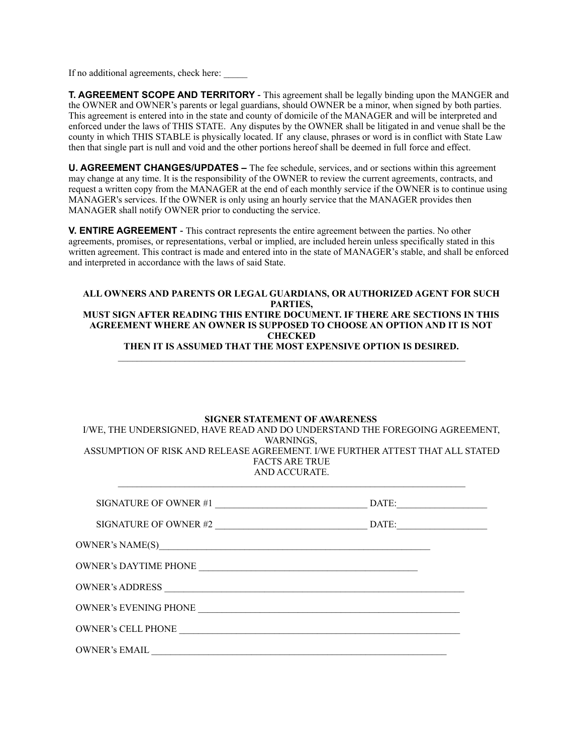If no additional agreements, check here: _____

**T. AGREEMENT SCOPE AND TERRITORY** - This agreement shall be legally binding upon the MANGER and the OWNER and OWNER's parents or legal guardians, should OWNER be a minor, when signed by both parties. This agreement is entered into in the state and county of domicile of the MANAGER and will be interpreted and enforced under the laws of THIS STATE. Any disputes by the OWNER shall be litigated in and venue shall be the county in which THIS STABLE is physically located. If any clause, phrases or word is in conflict with State Law then that single part is null and void and the other portions hereof shall be deemed in full force and effect.

**U. AGREEMENT CHANGES/UPDATES –** The fee schedule, services, and or sections within this agreement may change at any time. It is the responsibility of the OWNER to review the current agreements, contracts, and request a written copy from the MANAGER at the end of each monthly service if the OWNER is to continue using MANAGER's services. If the OWNER is only using an hourly service that the MANAGER provides then MANAGER shall notify OWNER prior to conducting the service.

**V. ENTIRE AGREEMENT** - This contract represents the entire agreement between the parties. No other agreements, promises, or representations, verbal or implied, are included herein unless specifically stated in this written agreement. This contract is made and entered into in the state of MANAGER's stable, and shall be enforced and interpreted in accordance with the laws of said State.

**ALL OWNERS AND PARENTS OR LEGAL GUARDIANS, OR AUTHORIZED AGENT FOR SUCH PARTIES,**
**MUST SIGN AFTER READING THIS ENTIRE DOCUMENT. IF THERE ARE SECTIONS IN THIS AGREEMENT WHERE AN OWNER IS SUPPOSED TO CHOOSE AN OPTION AND IT IS NOT CHECKED**
**THEN IT IS ASSUMED THAT THE MOST EXPENSIVE OPTION IS DESIRED.**

---

**SIGNER STATEMENT OF AWARENESS**

I/WE, THE UNDERSIGNED, HAVE READ AND DO UNDERSTAND THE FOREGOING AGREEMENT, WARNINGS,
ASSUMPTION OF RISK AND RELEASE AGREEMENT. I/WE FURTHER ATTEST THAT ALL STATED FACTS ARE TRUE
AND ACCURATE.

---

SIGNATURE OF OWNER #1 ________________________________ DATE:___________________

SIGNATURE OF OWNER #2 ________________________________ DATE:___________________

OWNER's NAME(S)____________________________________________________________

OWNER's DAYTIME PHONE _______________________________________________

OWNER's ADDRESS ____________________________________________________________________

OWNER's EVENING PHONE _________________________________________________________

OWNER's CELL PHONE ________________________________________________________________

OWNER's EMAIL ________________________________________________________________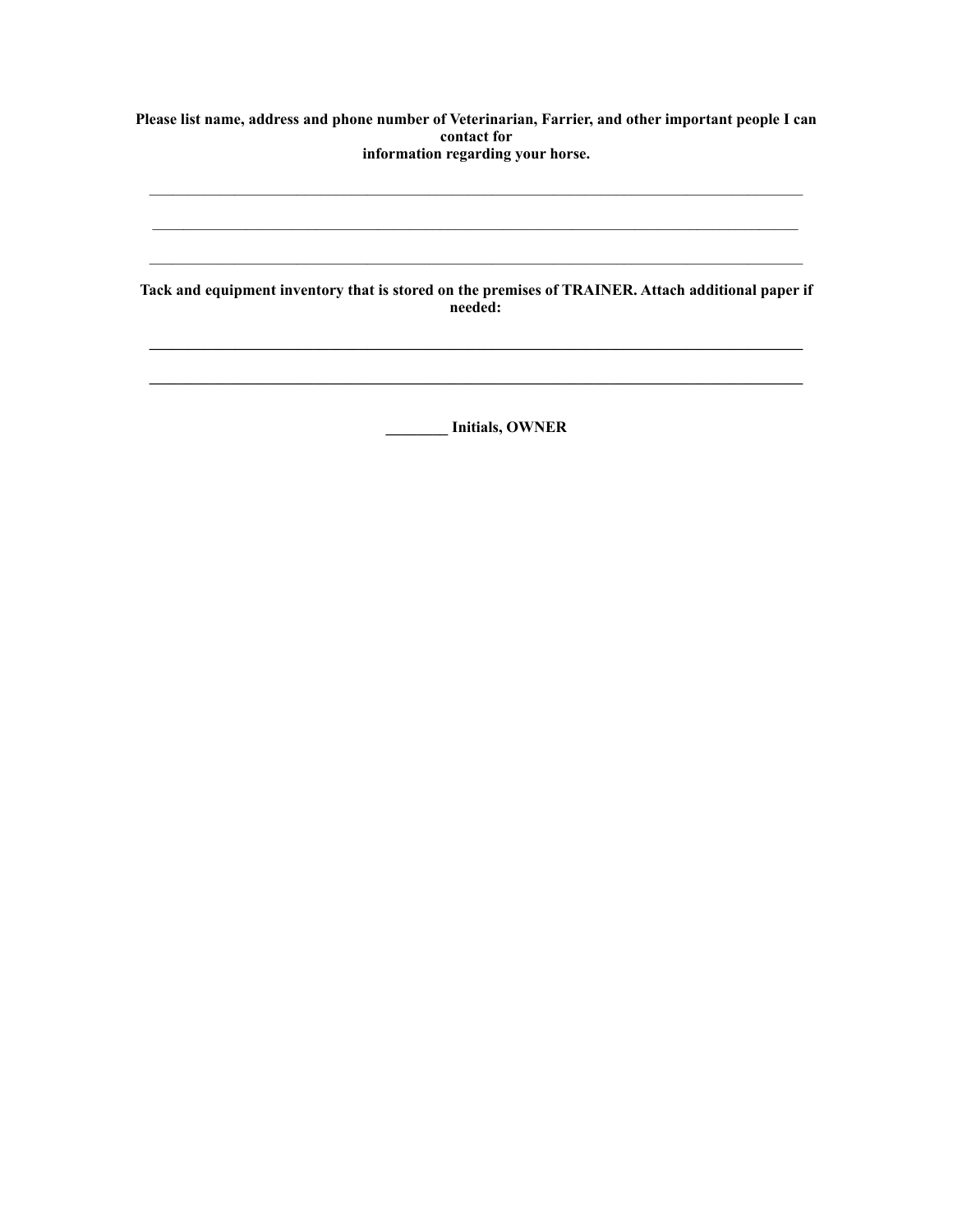**Please list name, address and phone number of Veterinarian, Farrier, and other important people I can contact for information regarding your horse.**

______________________________________________________________________________________

______________________________________________________________________________________

______________________________________________________________________________________

**Tack and equipment inventory that is stored on the premises of TRAINER. Attach additional paper if needed:**

______________________________________________________________________________________

______________________________________________________________________________________

**________ Initials, OWNER**